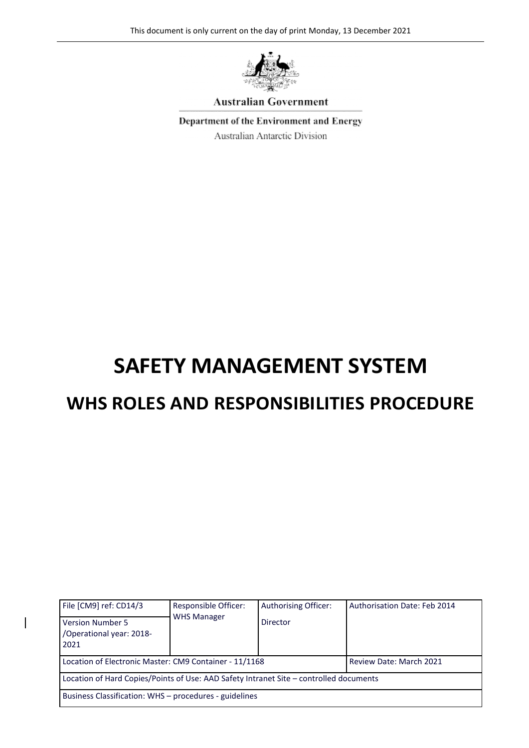This document is only current on the day of print Monday, 13 December 2021

Australian Government

Department of the Environment and Energy

Australian Antarctic Division

# SAFETY MANAGEMENT SYSTEM

## WHS ROLES AND RESPONSIBILITIES PROCEDURE

| File [CM9] ref: CD14/3<br>Version Number 5 /Operational year: 2018-2021 | Responsible Officer: WHS Manager | Authorising Officer: Director | Authorisation Date: Feb 2014 |
|---|---|---|---|
| Location of Electronic Master: CM9 Container - 11/1168 | | | Review Date: March 2021 |
| Location of Hard Copies/Points of Use: AAD Safety Intranet Site – controlled documents | | | |
| Business Classification: WHS – procedures - guidelines | | | |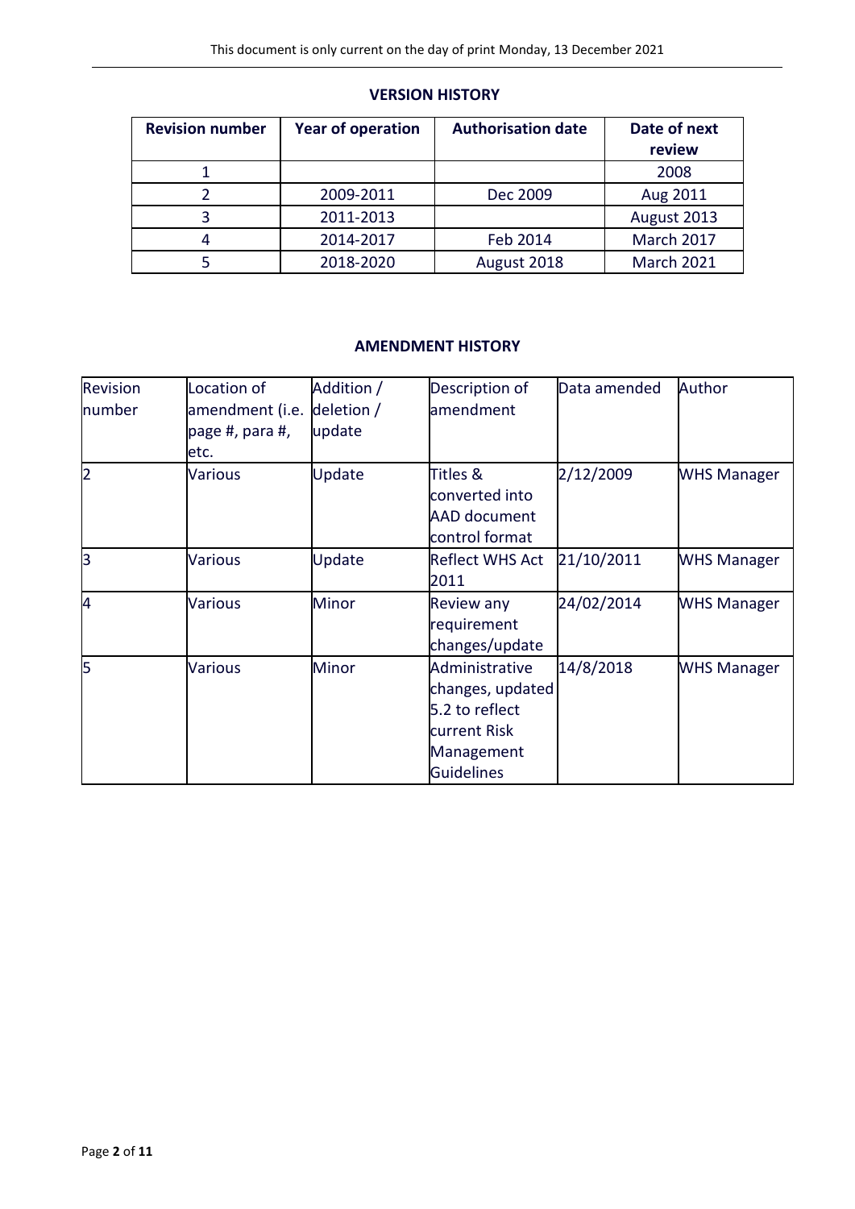## VERSION HISTORY

| Revision number | Year of operation | Authorisation date | Date of next review |
|---|---|---|---|
| 1 | | | 2008 |
| 2 | 2009-2011 | Dec 2009 | Aug 2011 |
| 3 | 2011-2013 | | August 2013 |
| 4 | 2014-2017 | Feb 2014 | March 2017 |
| 5 | 2018-2020 | August 2018 | March 2021 |

## AMENDMENT HISTORY

| Revision number | Location of amendment (i.e. page #, para #, etc. | Addition / deletion / update | Description of amendment | Data amended | Author |
|---|---|---|---|---|---|
| 2 | Various | Update | Titles & converted into AAD document control format | 2/12/2009 | WHS Manager |
| 3 | Various | Update | Reflect WHS Act 2011 | 21/10/2011 | WHS Manager |
| 4 | Various | Minor | Review any requirement changes/update | 24/02/2014 | WHS Manager |
| 5 | Various | Minor | Administrative changes, updated 5.2 to reflect current Risk Management Guidelines | 14/8/2018 | WHS Manager |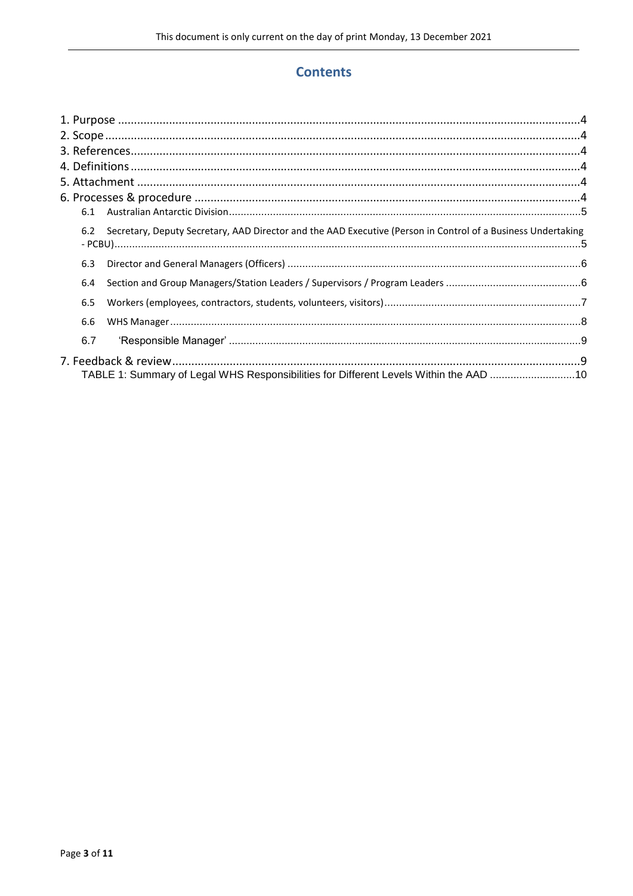## Contents

1. Purpose ....................................................................................................................................4
2. Scope ........................................................................................................................................4
3. References.................................................................................................................................4
4. Definitions .................................................................................................................................4
5. Attachment ...............................................................................................................................4
6. Processes & procedure ..............................................................................................................4
   - 6.1 Australian Antarctic Division.........................................................................................................5
   - 6.2 Secretary, Deputy Secretary, AAD Director and the AAD Executive (Person in Control of a Business Undertaking - PCBU).......................................................................................................................................5
   - 6.3 Director and General Managers (Officers) ...................................................................................6
   - 6.4 Section and Group Managers/Station Leaders / Supervisors / Program Leaders ...........................6
   - 6.5 Workers (employees, contractors, students, volunteers, visitors)...................................................7
   - 6.6 WHS Manager...............................................................................................................................8
   - 6.7 'Responsible Manager' ................................................................................................................9
7. Feedback & review.....................................................................................................................9
   - TABLE 1: Summary of Legal WHS Responsibilities for Different Levels Within the AAD ...........................10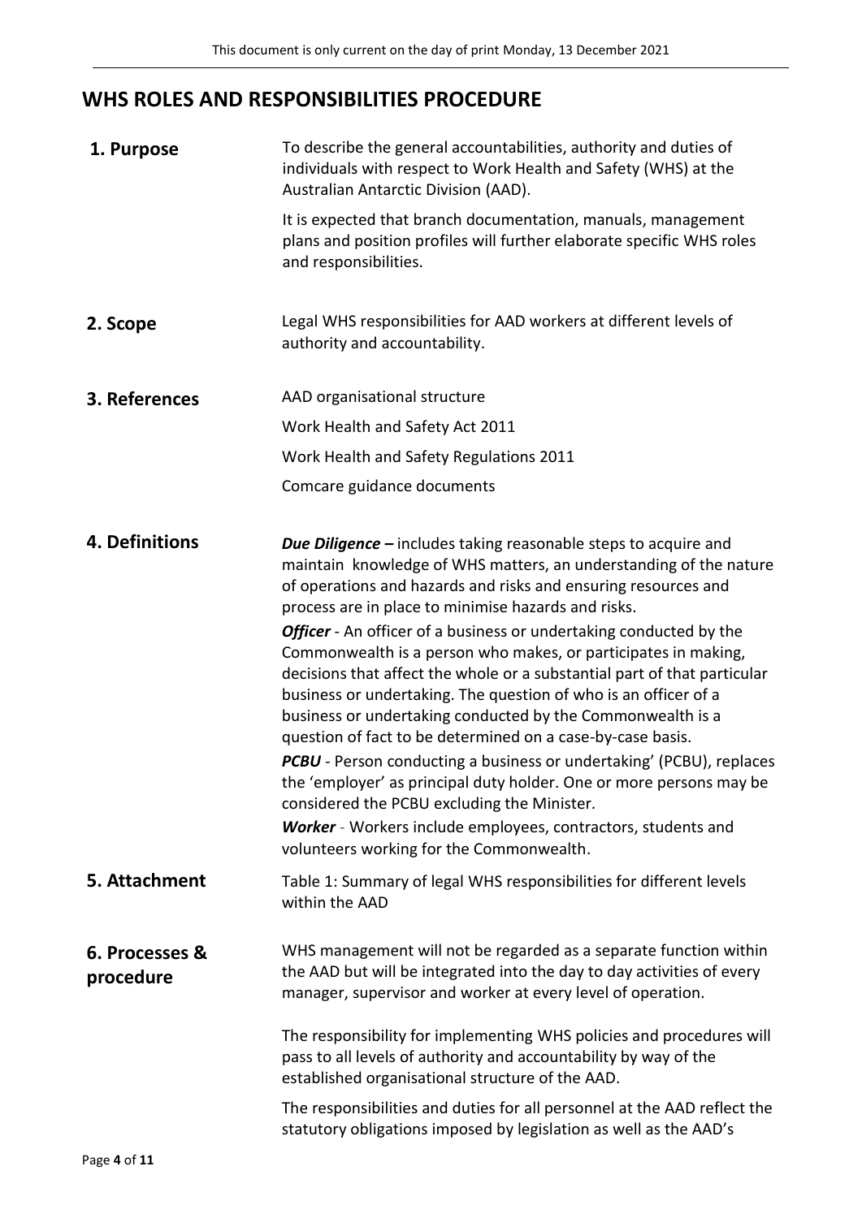# WHS ROLES AND RESPONSIBILITIES PROCEDURE

## 1. Purpose

To describe the general accountabilities, authority and duties of individuals with respect to Work Health and Safety (WHS) at the Australian Antarctic Division (AAD).

It is expected that branch documentation, manuals, management plans and position profiles will further elaborate specific WHS roles and responsibilities.

## 2. Scope

Legal WHS responsibilities for AAD workers at different levels of authority and accountability.

## 3. References

AAD organisational structure

Work Health and Safety Act 2011

Work Health and Safety Regulations 2011

Comcare guidance documents

## 4. Definitions

***Due Diligence –*** includes taking reasonable steps to acquire and maintain knowledge of WHS matters, an understanding of the nature of operations and hazards and risks and ensuring resources and process are in place to minimise hazards and risks.

***Officer*** - An officer of a business or undertaking conducted by the Commonwealth is a person who makes, or participates in making, decisions that affect the whole or a substantial part of that particular business or undertaking. The question of who is an officer of a business or undertaking conducted by the Commonwealth is a question of fact to be determined on a case-by-case basis.

***PCBU*** - Person conducting a business or undertaking' (PCBU), replaces the 'employer' as principal duty holder. One or more persons may be considered the PCBU excluding the Minister.

***Worker*** - Workers include employees, contractors, students and volunteers working for the Commonwealth.

## 5. Attachment

Table 1: Summary of legal WHS responsibilities for different levels within the AAD

## 6. Processes & procedure

WHS management will not be regarded as a separate function within the AAD but will be integrated into the day to day activities of every manager, supervisor and worker at every level of operation.

The responsibility for implementing WHS policies and procedures will pass to all levels of authority and accountability by way of the established organisational structure of the AAD.

The responsibilities and duties for all personnel at the AAD reflect the statutory obligations imposed by legislation as well as the AAD's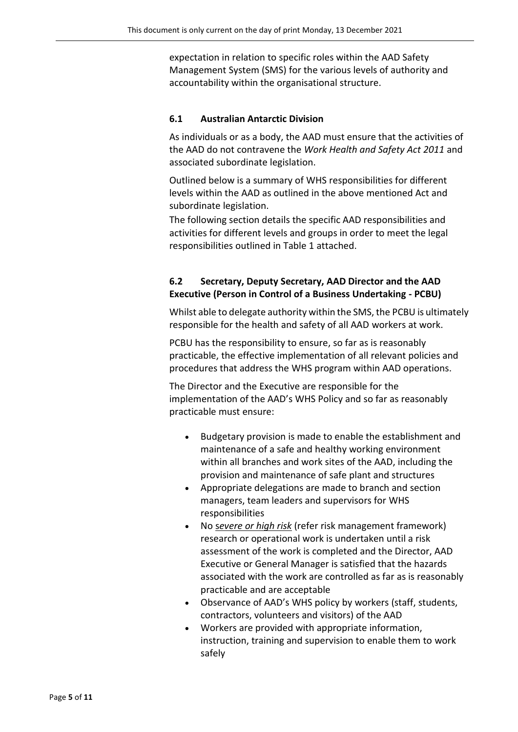expectation in relation to specific roles within the AAD Safety Management System (SMS) for the various levels of authority and accountability within the organisational structure.

### 6.1 Australian Antarctic Division

As individuals or as a body, the AAD must ensure that the activities of the AAD do not contravene the *Work Health and Safety Act 2011* and associated subordinate legislation.

Outlined below is a summary of WHS responsibilities for different levels within the AAD as outlined in the above mentioned Act and subordinate legislation.

The following section details the specific AAD responsibilities and activities for different levels and groups in order to meet the legal responsibilities outlined in Table 1 attached.

### 6.2 Secretary, Deputy Secretary, AAD Director and the AAD Executive (Person in Control of a Business Undertaking - PCBU)

Whilst able to delegate authority within the SMS, the PCBU is ultimately responsible for the health and safety of all AAD workers at work.

PCBU has the responsibility to ensure, so far as is reasonably practicable, the effective implementation of all relevant policies and procedures that address the WHS program within AAD operations.

The Director and the Executive are responsible for the implementation of the AAD's WHS Policy and so far as reasonably practicable must ensure:

- Budgetary provision is made to enable the establishment and maintenance of a safe and healthy working environment within all branches and work sites of the AAD, including the provision and maintenance of safe plant and structures
- Appropriate delegations are made to branch and section managers, team leaders and supervisors for WHS responsibilities
- No *severe or high risk* (refer risk management framework) research or operational work is undertaken until a risk assessment of the work is completed and the Director, AAD Executive or General Manager is satisfied that the hazards associated with the work are controlled as far as is reasonably practicable and are acceptable
- Observance of AAD's WHS policy by workers (staff, students, contractors, volunteers and visitors) of the AAD
- Workers are provided with appropriate information, instruction, training and supervision to enable them to work safely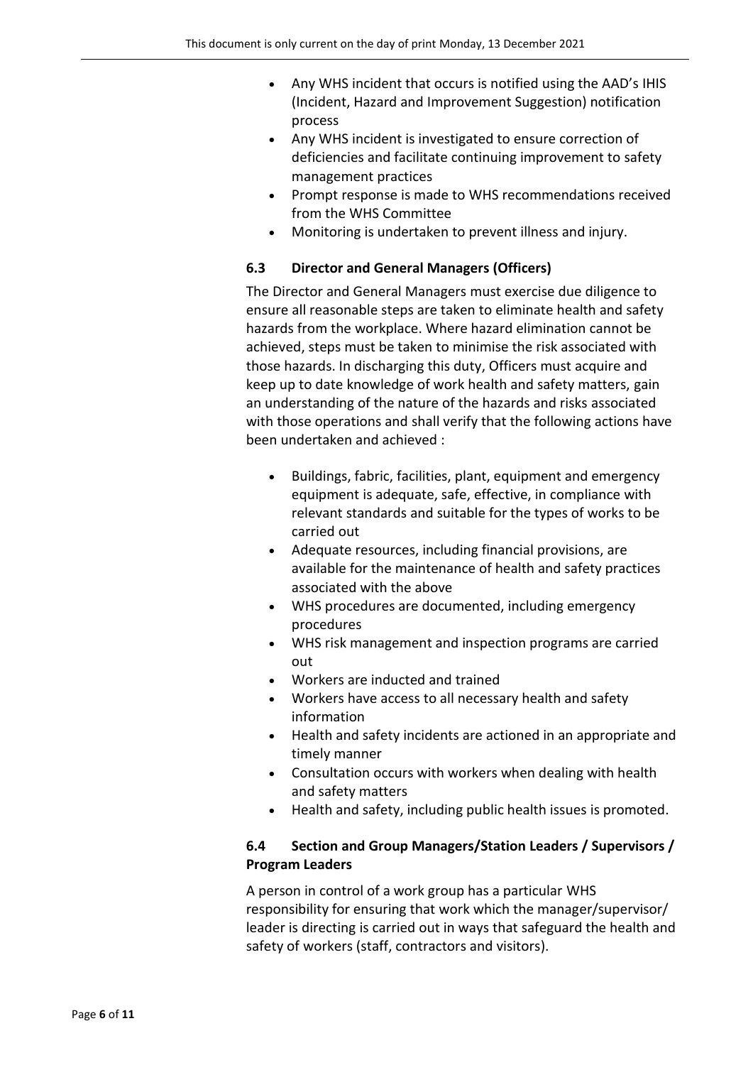- Any WHS incident that occurs is notified using the AAD's IHIS (Incident, Hazard and Improvement Suggestion) notification process
- Any WHS incident is investigated to ensure correction of deficiencies and facilitate continuing improvement to safety management practices
- Prompt response is made to WHS recommendations received from the WHS Committee
- Monitoring is undertaken to prevent illness and injury.

### 6.3 Director and General Managers (Officers)

The Director and General Managers must exercise due diligence to ensure all reasonable steps are taken to eliminate health and safety hazards from the workplace. Where hazard elimination cannot be achieved, steps must be taken to minimise the risk associated with those hazards. In discharging this duty, Officers must acquire and keep up to date knowledge of work health and safety matters, gain an understanding of the nature of the hazards and risks associated with those operations and shall verify that the following actions have been undertaken and achieved :

- Buildings, fabric, facilities, plant, equipment and emergency equipment is adequate, safe, effective, in compliance with relevant standards and suitable for the types of works to be carried out
- Adequate resources, including financial provisions, are available for the maintenance of health and safety practices associated with the above
- WHS procedures are documented, including emergency procedures
- WHS risk management and inspection programs are carried out
- Workers are inducted and trained
- Workers have access to all necessary health and safety information
- Health and safety incidents are actioned in an appropriate and timely manner
- Consultation occurs with workers when dealing with health and safety matters
- Health and safety, including public health issues is promoted.

### 6.4 Section and Group Managers/Station Leaders / Supervisors / Program Leaders

A person in control of a work group has a particular WHS responsibility for ensuring that work which the manager/supervisor/ leader is directing is carried out in ways that safeguard the health and safety of workers (staff, contractors and visitors).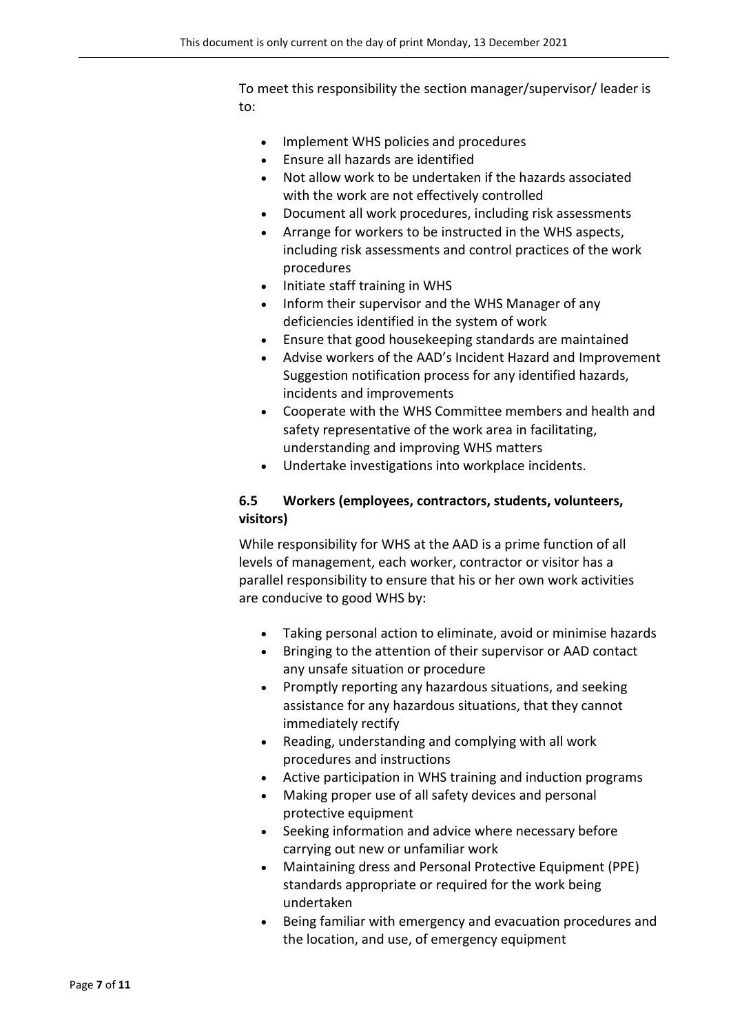To meet this responsibility the section manager/supervisor/ leader is to:

- Implement WHS policies and procedures
- Ensure all hazards are identified
- Not allow work to be undertaken if the hazards associated with the work are not effectively controlled
- Document all work procedures, including risk assessments
- Arrange for workers to be instructed in the WHS aspects, including risk assessments and control practices of the work procedures
- Initiate staff training in WHS
- Inform their supervisor and the WHS Manager of any deficiencies identified in the system of work
- Ensure that good housekeeping standards are maintained
- Advise workers of the AAD's Incident Hazard and Improvement Suggestion notification process for any identified hazards, incidents and improvements
- Cooperate with the WHS Committee members and health and safety representative of the work area in facilitating, understanding and improving WHS matters
- Undertake investigations into workplace incidents.

### 6.5 Workers (employees, contractors, students, volunteers, visitors)

While responsibility for WHS at the AAD is a prime function of all levels of management, each worker, contractor or visitor has a parallel responsibility to ensure that his or her own work activities are conducive to good WHS by:

- Taking personal action to eliminate, avoid or minimise hazards
- Bringing to the attention of their supervisor or AAD contact any unsafe situation or procedure
- Promptly reporting any hazardous situations, and seeking assistance for any hazardous situations, that they cannot immediately rectify
- Reading, understanding and complying with all work procedures and instructions
- Active participation in WHS training and induction programs
- Making proper use of all safety devices and personal protective equipment
- Seeking information and advice where necessary before carrying out new or unfamiliar work
- Maintaining dress and Personal Protective Equipment (PPE) standards appropriate or required for the work being undertaken
- Being familiar with emergency and evacuation procedures and the location, and use, of emergency equipment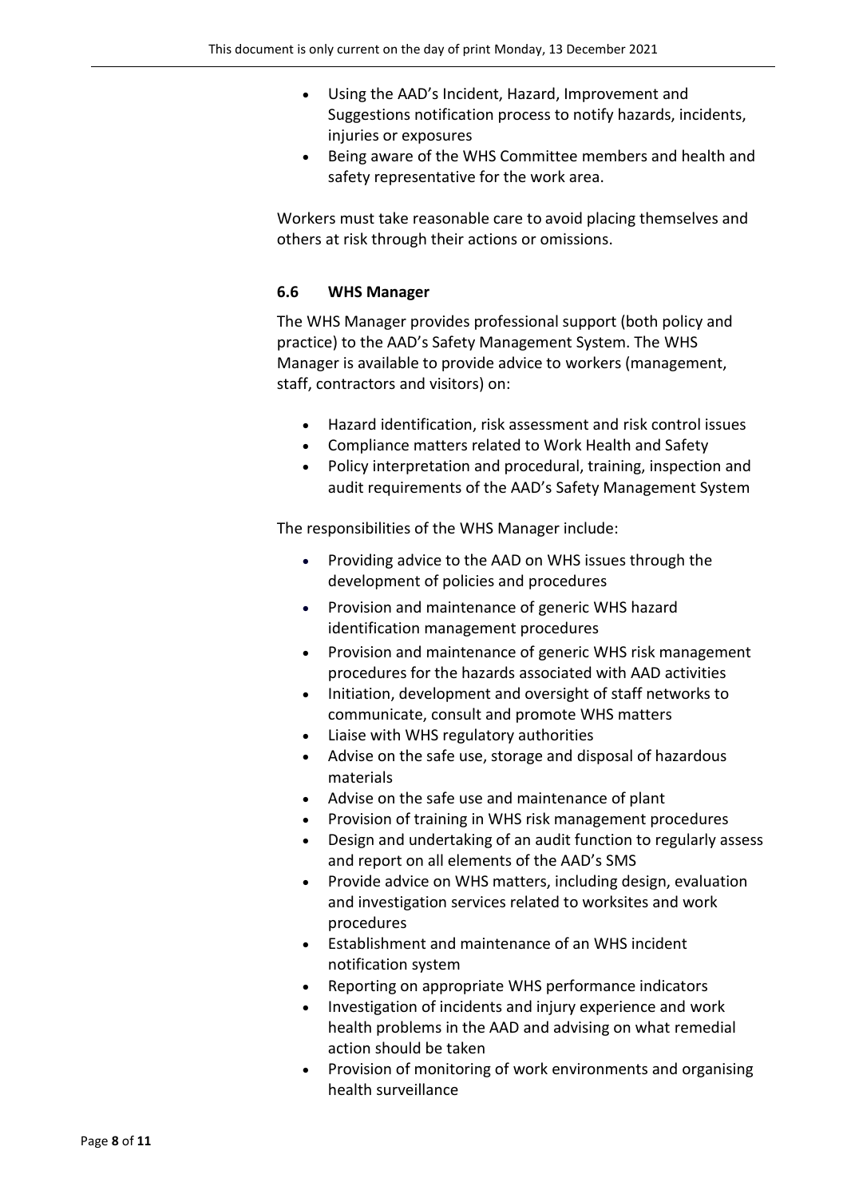- Using the AAD's Incident, Hazard, Improvement and Suggestions notification process to notify hazards, incidents, injuries or exposures
- Being aware of the WHS Committee members and health and safety representative for the work area.

Workers must take reasonable care to avoid placing themselves and others at risk through their actions or omissions.

### 6.6 WHS Manager

The WHS Manager provides professional support (both policy and practice) to the AAD's Safety Management System. The WHS Manager is available to provide advice to workers (management, staff, contractors and visitors) on:

- Hazard identification, risk assessment and risk control issues
- Compliance matters related to Work Health and Safety
- Policy interpretation and procedural, training, inspection and audit requirements of the AAD's Safety Management System

The responsibilities of the WHS Manager include:

- Providing advice to the AAD on WHS issues through the development of policies and procedures
- Provision and maintenance of generic WHS hazard identification management procedures
- Provision and maintenance of generic WHS risk management procedures for the hazards associated with AAD activities
- Initiation, development and oversight of staff networks to communicate, consult and promote WHS matters
- Liaise with WHS regulatory authorities
- Advise on the safe use, storage and disposal of hazardous materials
- Advise on the safe use and maintenance of plant
- Provision of training in WHS risk management procedures
- Design and undertaking of an audit function to regularly assess and report on all elements of the AAD's SMS
- Provide advice on WHS matters, including design, evaluation and investigation services related to worksites and work procedures
- Establishment and maintenance of an WHS incident notification system
- Reporting on appropriate WHS performance indicators
- Investigation of incidents and injury experience and work health problems in the AAD and advising on what remedial action should be taken
- Provision of monitoring of work environments and organising health surveillance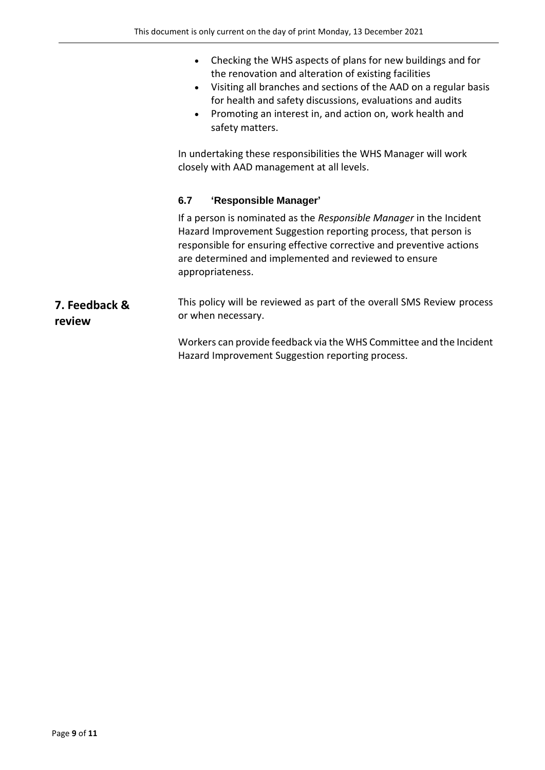- Checking the WHS aspects of plans for new buildings and for the renovation and alteration of existing facilities
- Visiting all branches and sections of the AAD on a regular basis for health and safety discussions, evaluations and audits
- Promoting an interest in, and action on, work health and safety matters.

In undertaking these responsibilities the WHS Manager will work closely with AAD management at all levels.

### 6.7 'Responsible Manager'

If a person is nominated as the *Responsible Manager* in the Incident Hazard Improvement Suggestion reporting process, that person is responsible for ensuring effective corrective and preventive actions are determined and implemented and reviewed to ensure appropriateness.

## 7. Feedback & review

This policy will be reviewed as part of the overall SMS Review process or when necessary.

Workers can provide feedback via the WHS Committee and the Incident Hazard Improvement Suggestion reporting process.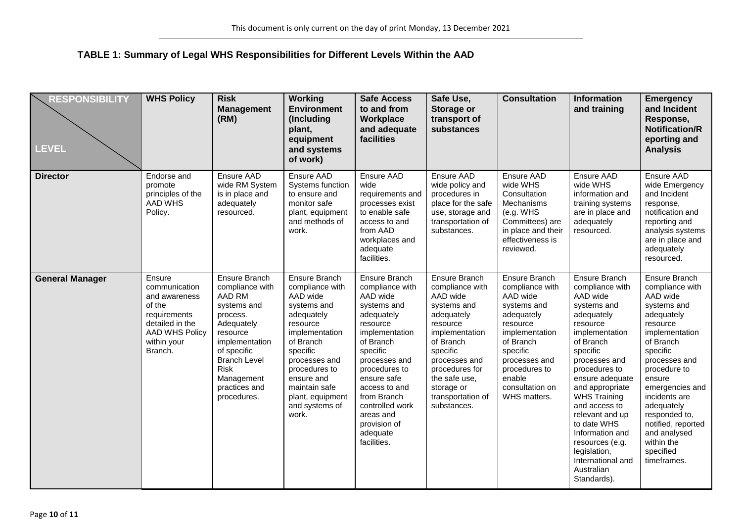**TABLE 1: Summary of Legal WHS Responsibilities for Different Levels Within the AAD**

| RESPONSIBILITY / LEVEL | WHS Policy | Risk Management (RM) | Working Environment (Including plant, equipment and systems of work) | Safe Access to and from Workplace and adequate facilities | Safe Use, Storage or transport of substances | Consultation | Information and training | Emergency and Incident Response, Notification/Reporting and Analysis |
|---|---|---|---|---|---|---|---|---|
| **Director** | Endorse and promote principles of the AAD WHS Policy. | Ensure AAD wide RM System is in place and adequately resourced. | Ensure AAD Systems function to ensure and monitor safe plant, equipment and methods of work. | Ensure AAD wide requirements and processes exist to enable safe access to and from AAD workplaces and adequate facilities. | Ensure AAD wide policy and procedures in place for the safe use, storage and transportation of substances. | Ensure AAD wide WHS Consultation Mechanisms (e.g. WHS Committees) are in place and their effectiveness is reviewed. | Ensure AAD wide WHS information and training systems are in place and adequately resourced. | Ensure AAD wide Emergency and Incident response, notification and reporting and analysis systems are in place and adequately resourced. |
| **General Manager** | Ensure communication and awareness of the requirements detailed in the AAD WHS Policy within your Branch. | Ensure Branch compliance with AAD RM systems and process. Adequately resource implementation of specific Branch Level Risk Management practices and procedures. | Ensure Branch compliance with AAD wide systems and adequately resource implementation of Branch specific processes and procedures to ensure and maintain safe plant, equipment and systems of work. | Ensure Branch compliance with AAD wide systems and adequately resource implementation of Branch specific processes and procedures to ensure safe access to and from Branch controlled work areas and provision of adequate facilities. | Ensure Branch compliance with AAD wide systems and adequately resource implementation of Branch specific processes and procedures for the safe use, storage or transportation of substances. | Ensure Branch compliance with AAD wide systems and adequately resource implementation of Branch specific processes and procedures to enable consultation on WHS matters. | Ensure Branch compliance with AAD wide systems and adequately resource implementation of Branch specific processes and procedures to ensure adequate and appropriate WHS Training and access to relevant and up to date WHS Information and resources (e.g. legislation, International and Australian Standards). | Ensure Branch compliance with AAD wide systems and adequately resource implementation of Branch specific processes and procedure to ensure emergencies and incidents are adequately responded to, notified, reported and analysed within the specified timeframes. |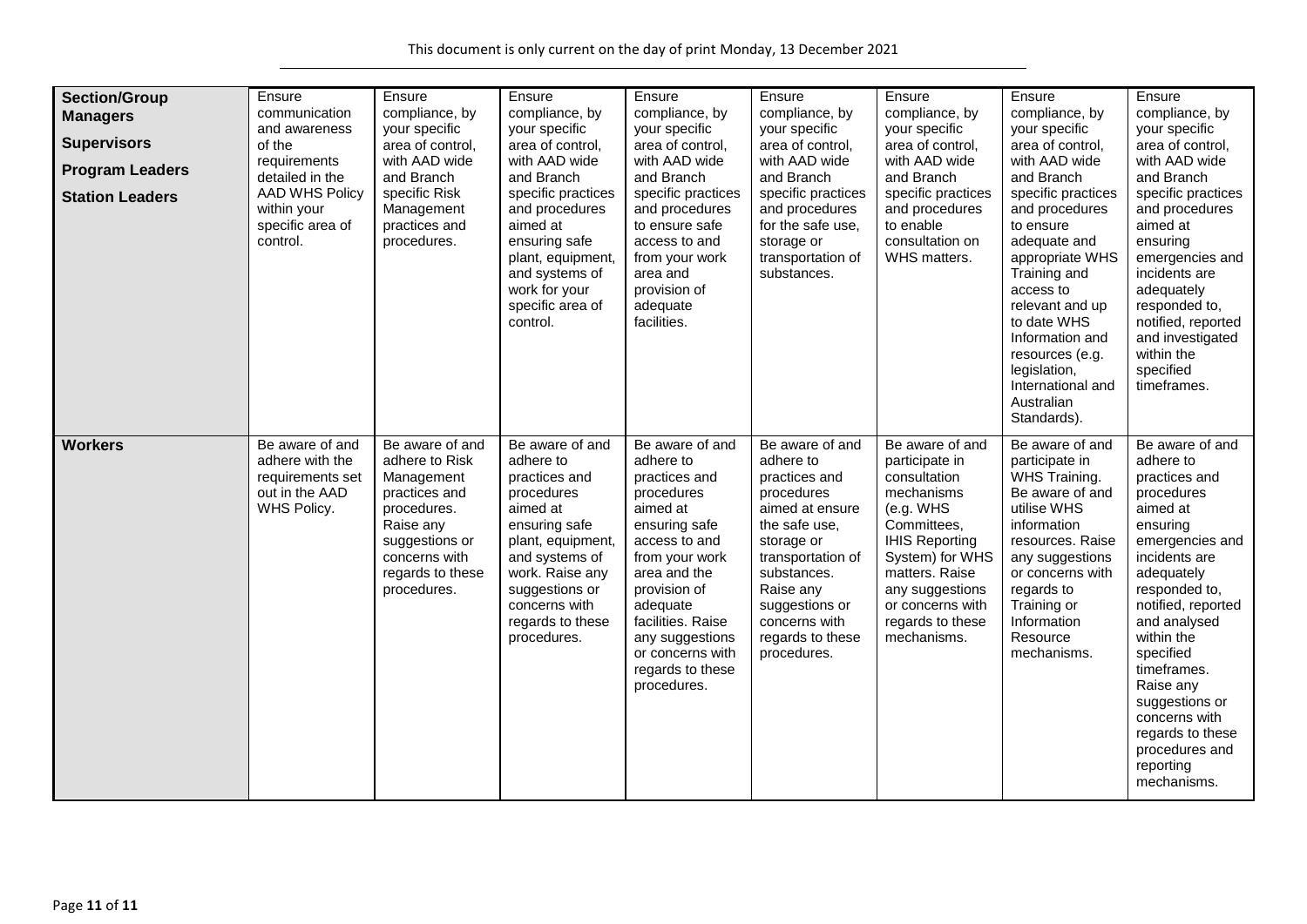| | | | | | | | | |
|---|---|---|---|---|---|---|---|---|
| **Section/Group Managers**<br>**Supervisors**<br>**Program Leaders**<br>**Station Leaders** | Ensure communication and awareness of the requirements detailed in the AAD WHS Policy within your specific area of control. | Ensure compliance, by your specific area of control, with AAD wide and Branch specific Risk Management practices and procedures. | Ensure compliance, by your specific area of control, with AAD wide and Branch specific practices and procedures aimed at ensuring safe plant, equipment, and systems of work for your specific area of control. | Ensure compliance, by your specific area of control, with AAD wide and Branch specific practices and procedures to ensure safe access to and from your work area and provision of adequate facilities. | Ensure compliance, by your specific area of control, with AAD wide and Branch specific practices and procedures for the safe use, storage or transportation of substances. | Ensure compliance, by your specific area of control, with AAD wide and Branch specific practices and procedures to enable consultation on WHS matters. | Ensure compliance, by your specific area of control, with AAD wide and Branch specific practices and procedures to ensure adequate and appropriate WHS Training and access to relevant and up to date WHS Information and resources (e.g. legislation, International and Australian Standards). | Ensure compliance, by your specific area of control, with AAD wide and Branch specific practices and procedures aimed at ensuring emergencies and incidents are adequately responded to, notified, reported and investigated within the specified timeframes. |
| **Workers** | Be aware of and adhere with the requirements set out in the AAD WHS Policy. | Be aware of and adhere to Risk Management practices and procedures. Raise any suggestions or concerns with regards to these procedures. | Be aware of and adhere to practices and procedures aimed at ensuring safe plant, equipment, and systems of work. Raise any suggestions or concerns with regards to these procedures. | Be aware of and adhere to practices and procedures aimed at ensuring safe access to and from your work area and the provision of adequate facilities. Raise any suggestions or concerns with regards to these procedures. | Be aware of and adhere to practices and procedures aimed at ensure the safe use, storage or transportation of substances. Raise any suggestions or concerns with regards to these procedures. | Be aware of and participate in consultation mechanisms (e.g. WHS Committees, IHIS Reporting System) for WHS matters. Raise any suggestions or concerns with regards to these mechanisms. | Be aware of and participate in WHS Training. Be aware of and utilise WHS information resources. Raise any suggestions or concerns with regards to Training or Information Resource mechanisms. | Be aware of and adhere to practices and procedures aimed at ensuring emergencies and incidents are adequately responded to, notified, reported and analysed within the specified timeframes. Raise any suggestions or concerns with regards to these procedures and reporting mechanisms. |